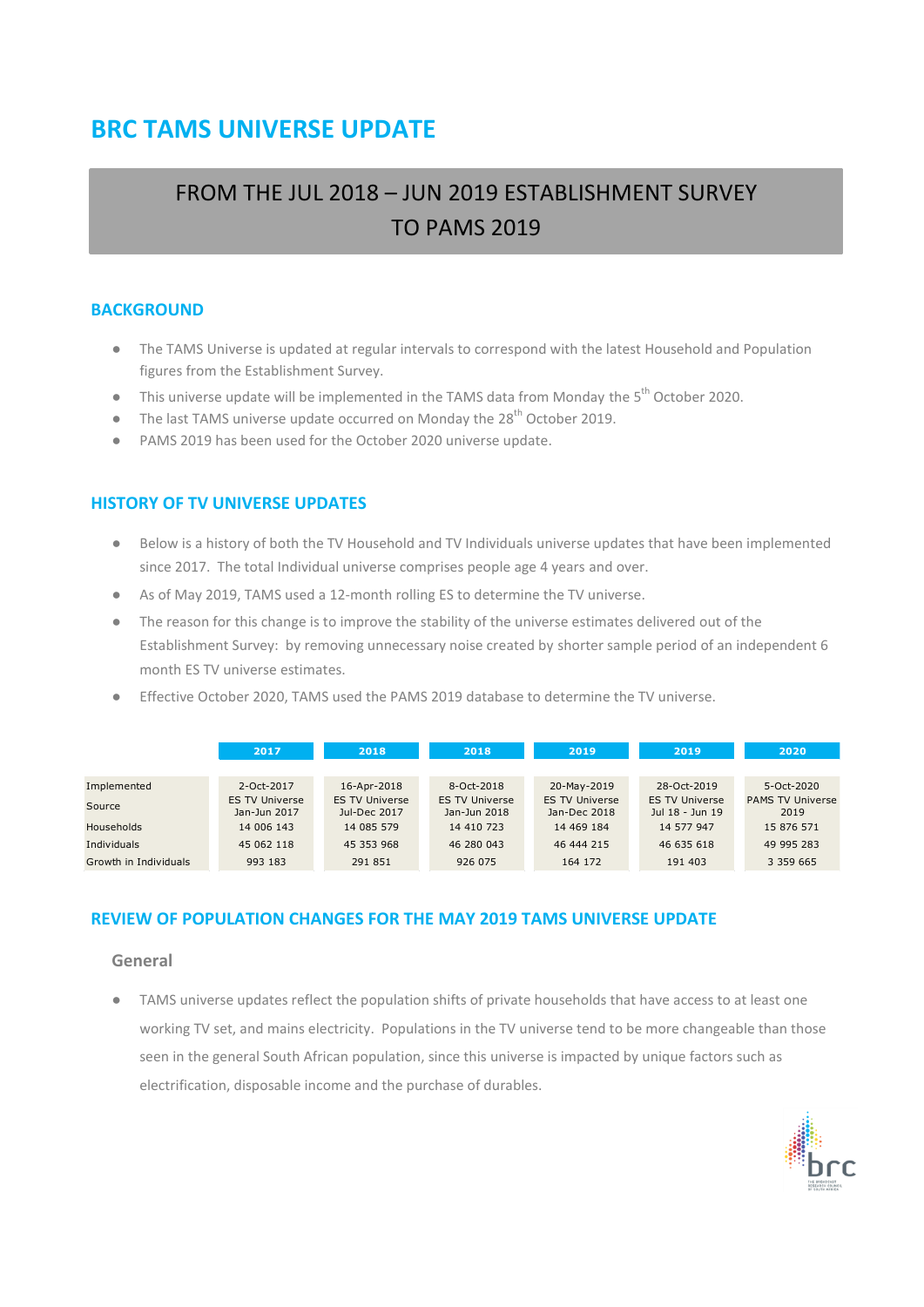# BRC TAMS UNIVERSE UPDATE

## FROM THE JUL 2018 – JUN 2019 ESTABLISHMENT SURVEY TO PAMS 2019

## BACKGROUND

- The TAMS Universe is updated at regular intervals to correspond with the latest Household and Population figures from the Establishment Survey.
- This universe update will be implemented in the TAMS data from Monday the 5th October 2020.
- The last TAMS universe update occurred on Monday the 28th October 2019.
- PAMS 2019 has been used for the October 2020 universe update.

## HISTORY OF TV UNIVERSE UPDATES

- Below is a history of both the TV Household and TV Individuals universe updates that have been implemented since 2017. The total Individual universe comprises people age 4 years and over.
- As of May 2019, TAMS used a 12-month rolling ES to determine the TV universe.
- The reason for this change is to improve the stability of the universe estimates delivered out of the Establishment Survey: by removing unnecessary noise created by shorter sample period of an independent 6 month ES TV universe estimates.
- Effective October 2020, TAMS used the PAMS 2019 database to determine the TV universe.

| | 2017 | 2018 | 2018 | 2019 | 2019 | 2020 |
|---|---|---|---|---|---|---|
| Implemented | 2-Oct-2017 | 16-Apr-2018 | 8-Oct-2018 | 20-May-2019 | 28-Oct-2019 | 5-Oct-2020 |
| Source | ES TV Universe Jan-Jun 2017 | ES TV Universe Jul-Dec 2017 | ES TV Universe Jan-Jun 2018 | ES TV Universe Jan-Dec 2018 | ES TV Universe Jul 18 - Jun 19 | PAMS TV Universe 2019 |
| Households | 14 006 143 | 14 085 579 | 14 410 723 | 14 469 184 | 14 577 947 | 15 876 571 |
| Individuals | 45 062 118 | 45 353 968 | 46 280 043 | 46 444 215 | 46 635 618 | 49 995 283 |
| Growth in Individuals | 993 183 | 291 851 | 926 075 | 164 172 | 191 403 | 3 359 665 |

## REVIEW OF POPULATION CHANGES FOR THE MAY 2019 TAMS UNIVERSE UPDATE

### General

- TAMS universe updates reflect the population shifts of private households that have access to at least one working TV set, and mains electricity. Populations in the TV universe tend to be more changeable than those seen in the general South African population, since this universe is impacted by unique factors such as electrification, disposable income and the purchase of durables.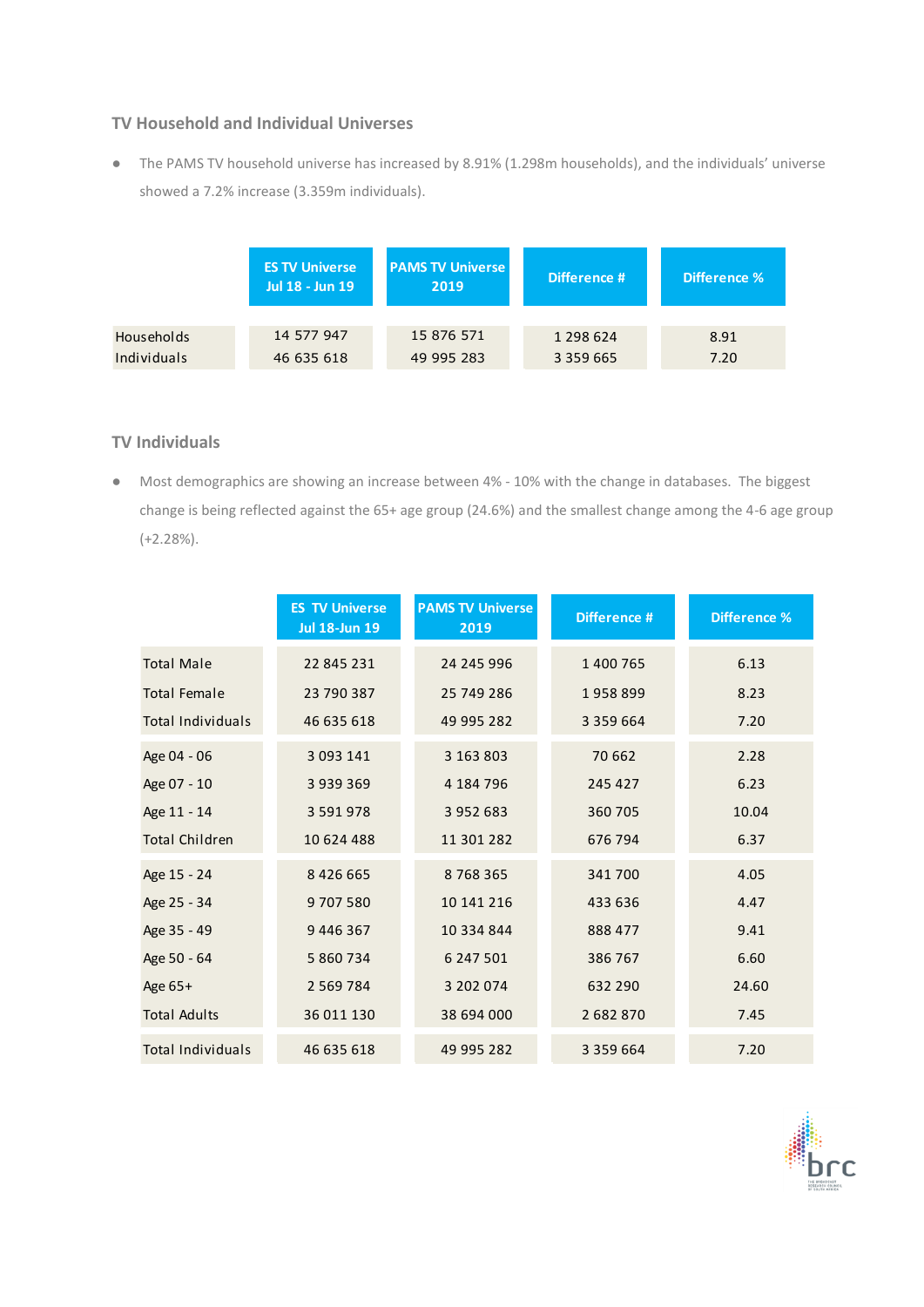## TV Household and Individual Universes

- The PAMS TV household universe has increased by 8.91% (1.298m households), and the individuals' universe showed a 7.2% increase (3.359m individuals).

| | ES TV Universe Jul 18 - Jun 19 | PAMS TV Universe 2019 | Difference # | Difference % |
|---|---|---|---|---|
| Households | 14 577 947 | 15 876 571 | 1 298 624 | 8.91 |
| Individuals | 46 635 618 | 49 995 283 | 3 359 665 | 7.20 |

## TV Individuals

- Most demographics are showing an increase between 4% - 10% with the change in databases. The biggest change is being reflected against the 65+ age group (24.6%) and the smallest change among the 4-6 age group (+2.28%).

| | ES TV Universe Jul 18-Jun 19 | PAMS TV Universe 2019 | Difference # | Difference % |
|---|---|---|---|---|
| Total Male | 22 845 231 | 24 245 996 | 1 400 765 | 6.13 |
| Total Female | 23 790 387 | 25 749 286 | 1 958 899 | 8.23 |
| Total Individuals | 46 635 618 | 49 995 282 | 3 359 664 | 7.20 |
| Age 04 - 06 | 3 093 141 | 3 163 803 | 70 662 | 2.28 |
| Age 07 - 10 | 3 939 369 | 4 184 796 | 245 427 | 6.23 |
| Age 11 - 14 | 3 591 978 | 3 952 683 | 360 705 | 10.04 |
| Total Children | 10 624 488 | 11 301 282 | 676 794 | 6.37 |
| Age 15 - 24 | 8 426 665 | 8 768 365 | 341 700 | 4.05 |
| Age 25 - 34 | 9 707 580 | 10 141 216 | 433 636 | 4.47 |
| Age 35 - 49 | 9 446 367 | 10 334 844 | 888 477 | 9.41 |
| Age 50 - 64 | 5 860 734 | 6 247 501 | 386 767 | 6.60 |
| Age 65+ | 2 569 784 | 3 202 074 | 632 290 | 24.60 |
| Total Adults | 36 011 130 | 38 694 000 | 2 682 870 | 7.45 |
| Total Individuals | 46 635 618 | 49 995 282 | 3 359 664 | 7.20 |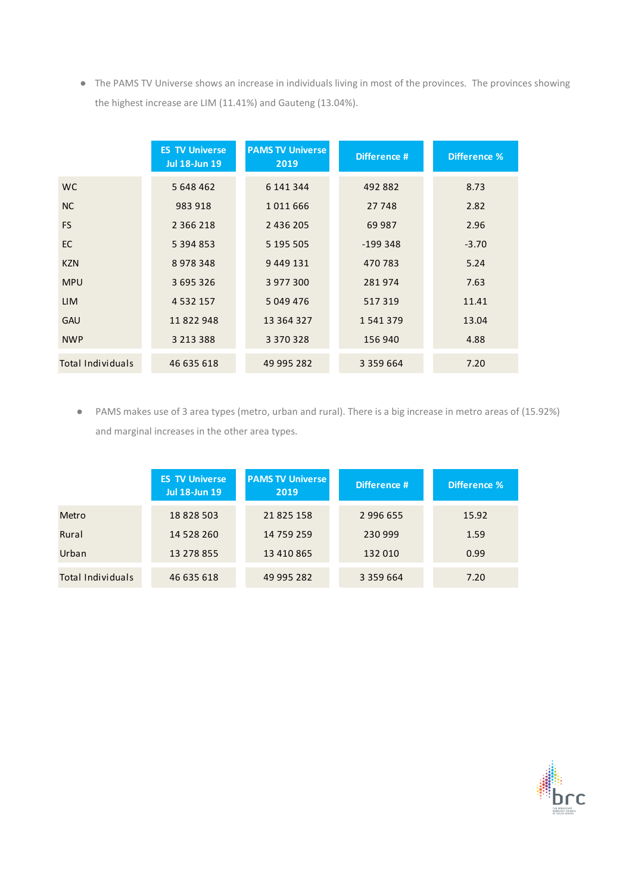- The PAMS TV Universe shows an increase in individuals living in most of the provinces. The provinces showing the highest increase are LIM (11.41%) and Gauteng (13.04%).

| | ES TV Universe Jul 18-Jun 19 | PAMS TV Universe 2019 | Difference # | Difference % |
|---|---|---|---|---|
| WC | 5 648 462 | 6 141 344 | 492 882 | 8.73 |
| NC | 983 918 | 1 011 666 | 27 748 | 2.82 |
| FS | 2 366 218 | 2 436 205 | 69 987 | 2.96 |
| EC | 5 394 853 | 5 195 505 | -199 348 | -3.70 |
| KZN | 8 978 348 | 9 449 131 | 470 783 | 5.24 |
| MPU | 3 695 326 | 3 977 300 | 281 974 | 7.63 |
| LIM | 4 532 157 | 5 049 476 | 517 319 | 11.41 |
| GAU | 11 822 948 | 13 364 327 | 1 541 379 | 13.04 |
| NWP | 3 213 388 | 3 370 328 | 156 940 | 4.88 |
| Total Individuals | 46 635 618 | 49 995 282 | 3 359 664 | 7.20 |

- PAMS makes use of 3 area types (metro, urban and rural). There is a big increase in metro areas of (15.92%) and marginal increases in the other area types.

| | ES TV Universe Jul 18-Jun 19 | PAMS TV Universe 2019 | Difference # | Difference % |
|---|---|---|---|---|
| Metro | 18 828 503 | 21 825 158 | 2 996 655 | 15.92 |
| Rural | 14 528 260 | 14 759 259 | 230 999 | 1.59 |
| Urban | 13 278 855 | 13 410 865 | 132 010 | 0.99 |
| Total Individuals | 46 635 618 | 49 995 282 | 3 359 664 | 7.20 |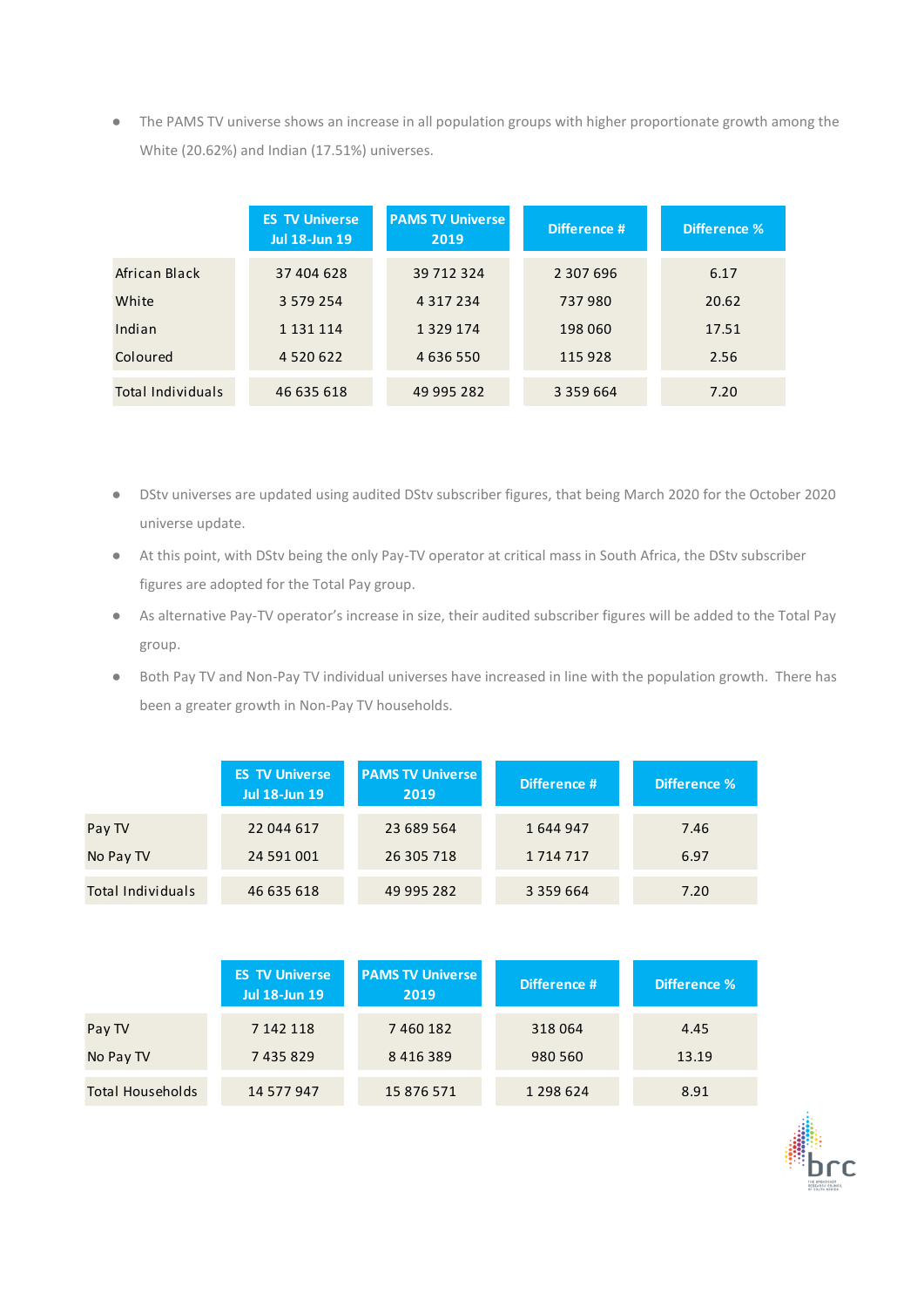- The PAMS TV universe shows an increase in all population groups with higher proportionate growth among the White (20.62%) and Indian (17.51%) universes.

| | ES TV Universe Jul 18-Jun 19 | PAMS TV Universe 2019 | Difference # | Difference % |
|---|---|---|---|---|
| African Black | 37 404 628 | 39 712 324 | 2 307 696 | 6.17 |
| White | 3 579 254 | 4 317 234 | 737 980 | 20.62 |
| Indian | 1 131 114 | 1 329 174 | 198 060 | 17.51 |
| Coloured | 4 520 622 | 4 636 550 | 115 928 | 2.56 |
| Total Individuals | 46 635 618 | 49 995 282 | 3 359 664 | 7.20 |

- DStv universes are updated using audited DStv subscriber figures, that being March 2020 for the October 2020 universe update.
- At this point, with DStv being the only Pay-TV operator at critical mass in South Africa, the DStv subscriber figures are adopted for the Total Pay group.
- As alternative Pay-TV operator's increase in size, their audited subscriber figures will be added to the Total Pay group.
- Both Pay TV and Non-Pay TV individual universes have increased in line with the population growth. There has been a greater growth in Non-Pay TV households.

| | ES TV Universe Jul 18-Jun 19 | PAMS TV Universe 2019 | Difference # | Difference % |
|---|---|---|---|---|
| Pay TV | 22 044 617 | 23 689 564 | 1 644 947 | 7.46 |
| No Pay TV | 24 591 001 | 26 305 718 | 1 714 717 | 6.97 |
| Total Individuals | 46 635 618 | 49 995 282 | 3 359 664 | 7.20 |

| | ES TV Universe Jul 18-Jun 19 | PAMS TV Universe 2019 | Difference # | Difference % |
|---|---|---|---|---|
| Pay TV | 7 142 118 | 7 460 182 | 318 064 | 4.45 |
| No Pay TV | 7 435 829 | 8 416 389 | 980 560 | 13.19 |
| Total Households | 14 577 947 | 15 876 571 | 1 298 624 | 8.91 |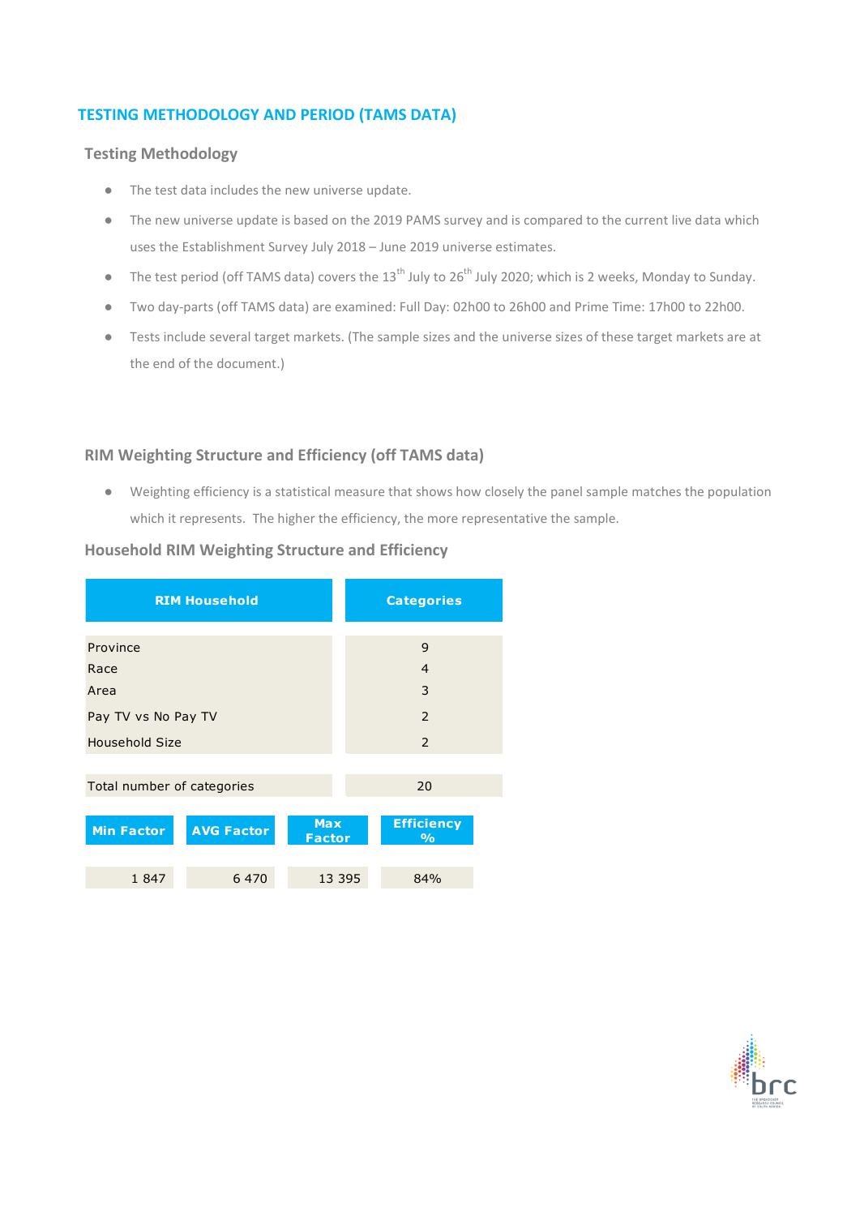# TESTING METHODOLOGY AND PERIOD (TAMS DATA)

## Testing Methodology

- The test data includes the new universe update.
- The new universe update is based on the 2019 PAMS survey and is compared to the current live data which uses the Establishment Survey July 2018 – June 2019 universe estimates.
- The test period (off TAMS data) covers the 13th July to 26th July 2020; which is 2 weeks, Monday to Sunday.
- Two day-parts (off TAMS data) are examined: Full Day: 02h00 to 26h00 and Prime Time: 17h00 to 22h00.
- Tests include several target markets. (The sample sizes and the universe sizes of these target markets are at the end of the document.)

## RIM Weighting Structure and Efficiency (off TAMS data)

- Weighting efficiency is a statistical measure that shows how closely the panel sample matches the population which it represents. The higher the efficiency, the more representative the sample.

### Household RIM Weighting Structure and Efficiency

| RIM Household | Categories |
|---|---|
| Province | 9 |
| Race | 4 |
| Area | 3 |
| Pay TV vs No Pay TV | 2 |
| Household Size | 2 |
| Total number of categories | 20 |

| Min Factor | AVG Factor | Max Factor | Efficiency % |
|---|---|---|---|
| 1 847 | 6 470 | 13 395 | 84% |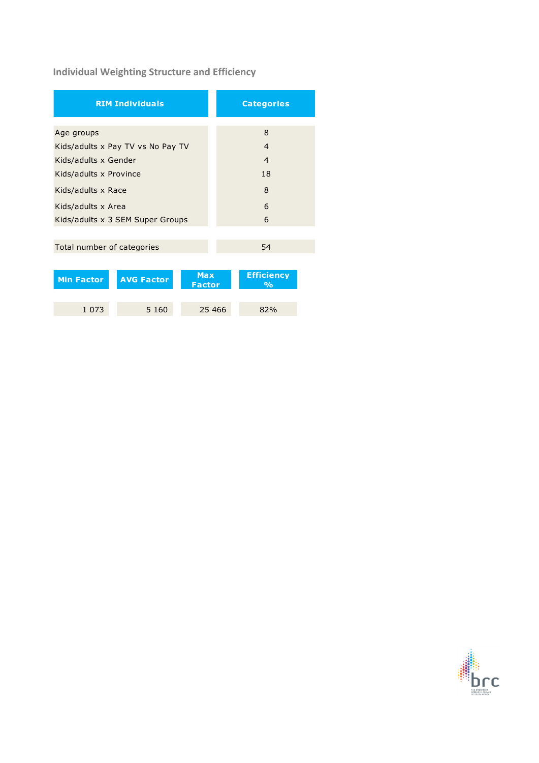## Individual Weighting Structure and Efficiency

| RIM Individuals | Categories |
|---|---|
| Age groups | 8 |
| Kids/adults x Pay TV vs No Pay TV | 4 |
| Kids/adults x Gender | 4 |
| Kids/adults x Province | 18 |
| Kids/adults x Race | 8 |
| Kids/adults x Area | 6 |
| Kids/adults x 3 SEM Super Groups | 6 |
| Total number of categories | 54 |

| Min Factor | AVG Factor | Max Factor | Efficiency % |
|---|---|---|---|
| 1 073 | 5 160 | 25 466 | 82% |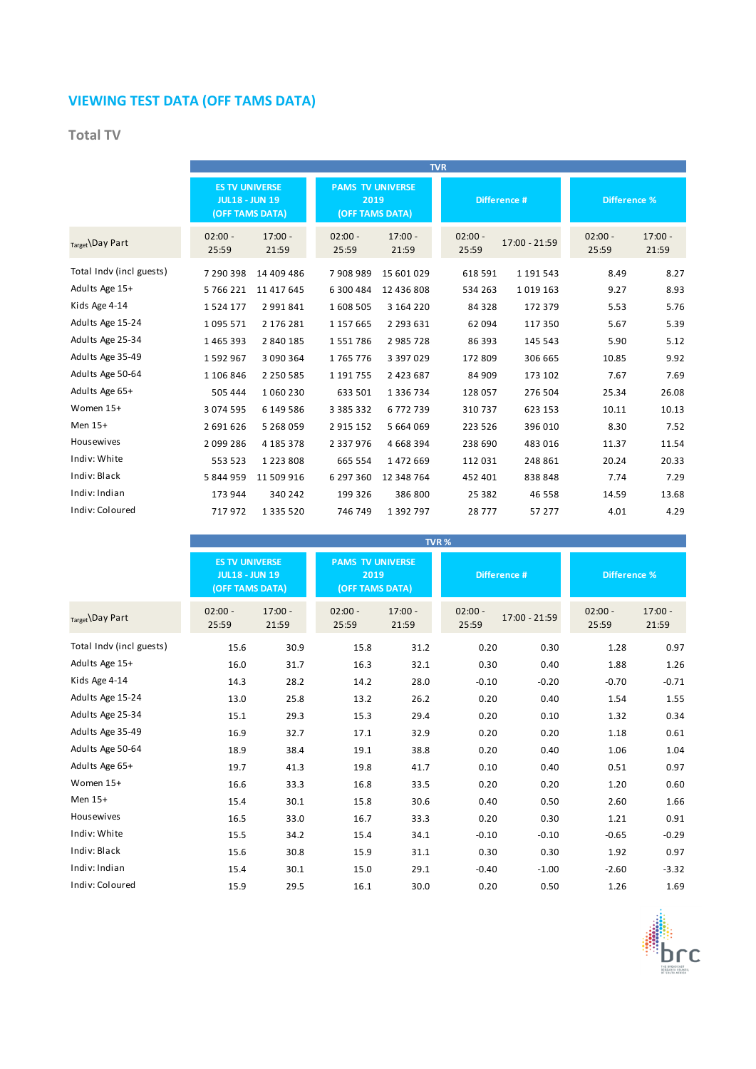## VIEWING TEST DATA (OFF TAMS DATA)

### Total TV

| | TVR | | | | | | | |
|---|---|---|---|---|---|---|---|---|
| | ES TV UNIVERSE JUL18 - JUN 19 (OFF TAMS DATA) | | PAMS TV UNIVERSE 2019 (OFF TAMS DATA) | | Difference # | | Difference % | |
| Target\Day Part | 02:00 - 25:59 | 17:00 - 21:59 | 02:00 - 25:59 | 17:00 - 21:59 | 02:00 - 25:59 | 17:00 - 21:59 | 02:00 - 25:59 | 17:00 - 21:59 |
| Total Indv (incl guests) | 7 290 398 | 14 409 486 | 7 908 989 | 15 601 029 | 618 591 | 1 191 543 | 8.49 | 8.27 |
| Adults Age 15+ | 5 766 221 | 11 417 645 | 6 300 484 | 12 436 808 | 534 263 | 1 019 163 | 9.27 | 8.93 |
| Kids Age 4-14 | 1 524 177 | 2 991 841 | 1 608 505 | 3 164 220 | 84 328 | 172 379 | 5.53 | 5.76 |
| Adults Age 15-24 | 1 095 571 | 2 176 281 | 1 157 665 | 2 293 631 | 62 094 | 117 350 | 5.67 | 5.39 |
| Adults Age 25-34 | 1 465 393 | 2 840 185 | 1 551 786 | 2 985 728 | 86 393 | 145 543 | 5.90 | 5.12 |
| Adults Age 35-49 | 1 592 967 | 3 090 364 | 1 765 776 | 3 397 029 | 172 809 | 306 665 | 10.85 | 9.92 |
| Adults Age 50-64 | 1 106 846 | 2 250 585 | 1 191 755 | 2 423 687 | 84 909 | 173 102 | 7.67 | 7.69 |
| Adults Age 65+ | 505 444 | 1 060 230 | 633 501 | 1 336 734 | 128 057 | 276 504 | 25.34 | 26.08 |
| Women 15+ | 3 074 595 | 6 149 586 | 3 385 332 | 6 772 739 | 310 737 | 623 153 | 10.11 | 10.13 |
| Men 15+ | 2 691 626 | 5 268 059 | 2 915 152 | 5 664 069 | 223 526 | 396 010 | 8.30 | 7.52 |
| Housewives | 2 099 286 | 4 185 378 | 2 337 976 | 4 668 394 | 238 690 | 483 016 | 11.37 | 11.54 |
| Indiv: White | 553 523 | 1 223 808 | 665 554 | 1 472 669 | 112 031 | 248 861 | 20.24 | 20.33 |
| Indiv: Black | 5 844 959 | 11 509 916 | 6 297 360 | 12 348 764 | 452 401 | 838 848 | 7.74 | 7.29 |
| Indiv: Indian | 173 944 | 340 242 | 199 326 | 386 800 | 25 382 | 46 558 | 14.59 | 13.68 |
| Indiv: Coloured | 717 972 | 1 335 520 | 746 749 | 1 392 797 | 28 777 | 57 277 | 4.01 | 4.29 |

| | TVR % | | | | | | | |
|---|---|---|---|---|---|---|---|---|
| | ES TV UNIVERSE JUL18 - JUN 19 (OFF TAMS DATA) | | PAMS TV UNIVERSE 2019 (OFF TAMS DATA) | | Difference # | | Difference % | |
| Target\Day Part | 02:00 - 25:59 | 17:00 - 21:59 | 02:00 - 25:59 | 17:00 - 21:59 | 02:00 - 25:59 | 17:00 - 21:59 | 02:00 - 25:59 | 17:00 - 21:59 |
| Total Indv (incl guests) | 15.6 | 30.9 | 15.8 | 31.2 | 0.20 | 0.30 | 1.28 | 0.97 |
| Adults Age 15+ | 16.0 | 31.7 | 16.3 | 32.1 | 0.30 | 0.40 | 1.88 | 1.26 |
| Kids Age 4-14 | 14.3 | 28.2 | 14.2 | 28.0 | -0.10 | -0.20 | -0.70 | -0.71 |
| Adults Age 15-24 | 13.0 | 25.8 | 13.2 | 26.2 | 0.20 | 0.40 | 1.54 | 1.55 |
| Adults Age 25-34 | 15.1 | 29.3 | 15.3 | 29.4 | 0.20 | 0.10 | 1.32 | 0.34 |
| Adults Age 35-49 | 16.9 | 32.7 | 17.1 | 32.9 | 0.20 | 0.20 | 1.18 | 0.61 |
| Adults Age 50-64 | 18.9 | 38.4 | 19.1 | 38.8 | 0.20 | 0.40 | 1.06 | 1.04 |
| Adults Age 65+ | 19.7 | 41.3 | 19.8 | 41.7 | 0.10 | 0.40 | 0.51 | 0.97 |
| Women 15+ | 16.6 | 33.3 | 16.8 | 33.5 | 0.20 | 0.20 | 1.20 | 0.60 |
| Men 15+ | 15.4 | 30.1 | 15.8 | 30.6 | 0.40 | 0.50 | 2.60 | 1.66 |
| Housewives | 16.5 | 33.0 | 16.7 | 33.3 | 0.20 | 0.30 | 1.21 | 0.91 |
| Indiv: White | 15.5 | 34.2 | 15.4 | 34.1 | -0.10 | -0.10 | -0.65 | -0.29 |
| Indiv: Black | 15.6 | 30.8 | 15.9 | 31.1 | 0.30 | 0.30 | 1.92 | 0.97 |
| Indiv: Indian | 15.4 | 30.1 | 15.0 | 29.1 | -0.40 | -1.00 | -2.60 | -3.32 |
| Indiv: Coloured | 15.9 | 29.5 | 16.1 | 30.0 | 0.20 | 0.50 | 1.26 | 1.69 |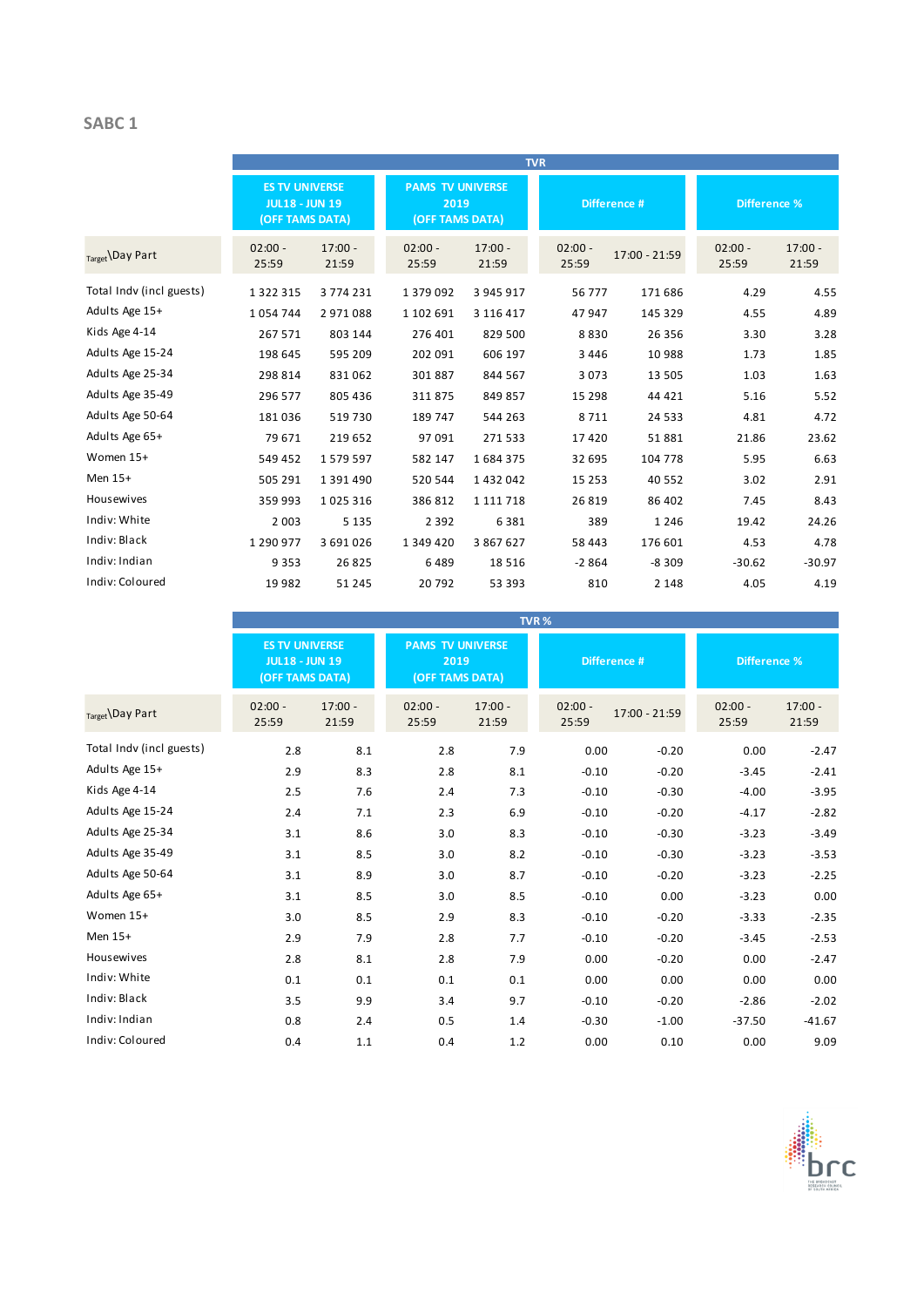## SABC 1

| Target\Day Part | TVR | | | | | | | |
|---|---|---|---|---|---|---|---|---|
| | ES TV UNIVERSE JUL18 - JUN 19 (OFF TAMS DATA) | | PAMS TV UNIVERSE 2019 (OFF TAMS DATA) | | Difference # | | Difference % | |
| | 02:00 - 25:59 | 17:00 - 21:59 | 02:00 - 25:59 | 17:00 - 21:59 | 02:00 - 25:59 | 17:00 - 21:59 | 02:00 - 25:59 | 17:00 - 21:59 |
| Total Indv (incl guests) | 1 322 315 | 3 774 231 | 1 379 092 | 3 945 917 | 56 777 | 171 686 | 4.29 | 4.55 |
| Adults Age 15+ | 1 054 744 | 2 971 088 | 1 102 691 | 3 116 417 | 47 947 | 145 329 | 4.55 | 4.89 |
| Kids Age 4-14 | 267 571 | 803 144 | 276 401 | 829 500 | 8 830 | 26 356 | 3.30 | 3.28 |
| Adults Age 15-24 | 198 645 | 595 209 | 202 091 | 606 197 | 3 446 | 10 988 | 1.73 | 1.85 |
| Adults Age 25-34 | 298 814 | 831 062 | 301 887 | 844 567 | 3 073 | 13 505 | 1.03 | 1.63 |
| Adults Age 35-49 | 296 577 | 805 436 | 311 875 | 849 857 | 15 298 | 44 421 | 5.16 | 5.52 |
| Adults Age 50-64 | 181 036 | 519 730 | 189 747 | 544 263 | 8 711 | 24 533 | 4.81 | 4.72 |
| Adults Age 65+ | 79 671 | 219 652 | 97 091 | 271 533 | 17 420 | 51 881 | 21.86 | 23.62 |
| Women 15+ | 549 452 | 1 579 597 | 582 147 | 1 684 375 | 32 695 | 104 778 | 5.95 | 6.63 |
| Men 15+ | 505 291 | 1 391 490 | 520 544 | 1 432 042 | 15 253 | 40 552 | 3.02 | 2.91 |
| Housewives | 359 993 | 1 025 316 | 386 812 | 1 111 718 | 26 819 | 86 402 | 7.45 | 8.43 |
| Indiv: White | 2 003 | 5 135 | 2 392 | 6 381 | 389 | 1 246 | 19.42 | 24.26 |
| Indiv: Black | 1 290 977 | 3 691 026 | 1 349 420 | 3 867 627 | 58 443 | 176 601 | 4.53 | 4.78 |
| Indiv: Indian | 9 353 | 26 825 | 6 489 | 18 516 | -2 864 | -8 309 | -30.62 | -30.97 |
| Indiv: Coloured | 19 982 | 51 245 | 20 792 | 53 393 | 810 | 2 148 | 4.05 | 4.19 |

| Target\Day Part | TVR % | | | | | | | |
|---|---|---|---|---|---|---|---|---|
| | ES TV UNIVERSE JUL18 - JUN 19 (OFF TAMS DATA) | | PAMS TV UNIVERSE 2019 (OFF TAMS DATA) | | Difference # | | Difference % | |
| | 02:00 - 25:59 | 17:00 - 21:59 | 02:00 - 25:59 | 17:00 - 21:59 | 02:00 - 25:59 | 17:00 - 21:59 | 02:00 - 25:59 | 17:00 - 21:59 |
| Total Indv (incl guests) | 2.8 | 8.1 | 2.8 | 7.9 | 0.00 | -0.20 | 0.00 | -2.47 |
| Adults Age 15+ | 2.9 | 8.3 | 2.8 | 8.1 | -0.10 | -0.20 | -3.45 | -2.41 |
| Kids Age 4-14 | 2.5 | 7.6 | 2.4 | 7.3 | -0.10 | -0.30 | -4.00 | -3.95 |
| Adults Age 15-24 | 2.4 | 7.1 | 2.3 | 6.9 | -0.10 | -0.20 | -4.17 | -2.82 |
| Adults Age 25-34 | 3.1 | 8.6 | 3.0 | 8.3 | -0.10 | -0.30 | -3.23 | -3.49 |
| Adults Age 35-49 | 3.1 | 8.5 | 3.0 | 8.2 | -0.10 | -0.30 | -3.23 | -3.53 |
| Adults Age 50-64 | 3.1 | 8.9 | 3.0 | 8.7 | -0.10 | -0.20 | -3.23 | -2.25 |
| Adults Age 65+ | 3.1 | 8.5 | 3.0 | 8.5 | -0.10 | 0.00 | -3.23 | 0.00 |
| Women 15+ | 3.0 | 8.5 | 2.9 | 8.3 | -0.10 | -0.20 | -3.33 | -2.35 |
| Men 15+ | 2.9 | 7.9 | 2.8 | 7.7 | -0.10 | -0.20 | -3.45 | -2.53 |
| Housewives | 2.8 | 8.1 | 2.8 | 7.9 | 0.00 | -0.20 | 0.00 | -2.47 |
| Indiv: White | 0.1 | 0.1 | 0.1 | 0.1 | 0.00 | 0.00 | 0.00 | 0.00 |
| Indiv: Black | 3.5 | 9.9 | 3.4 | 9.7 | -0.10 | -0.20 | -2.86 | -2.02 |
| Indiv: Indian | 0.8 | 2.4 | 0.5 | 1.4 | -0.30 | -1.00 | -37.50 | -41.67 |
| Indiv: Coloured | 0.4 | 1.1 | 0.4 | 1.2 | 0.00 | 0.10 | 0.00 | 9.09 |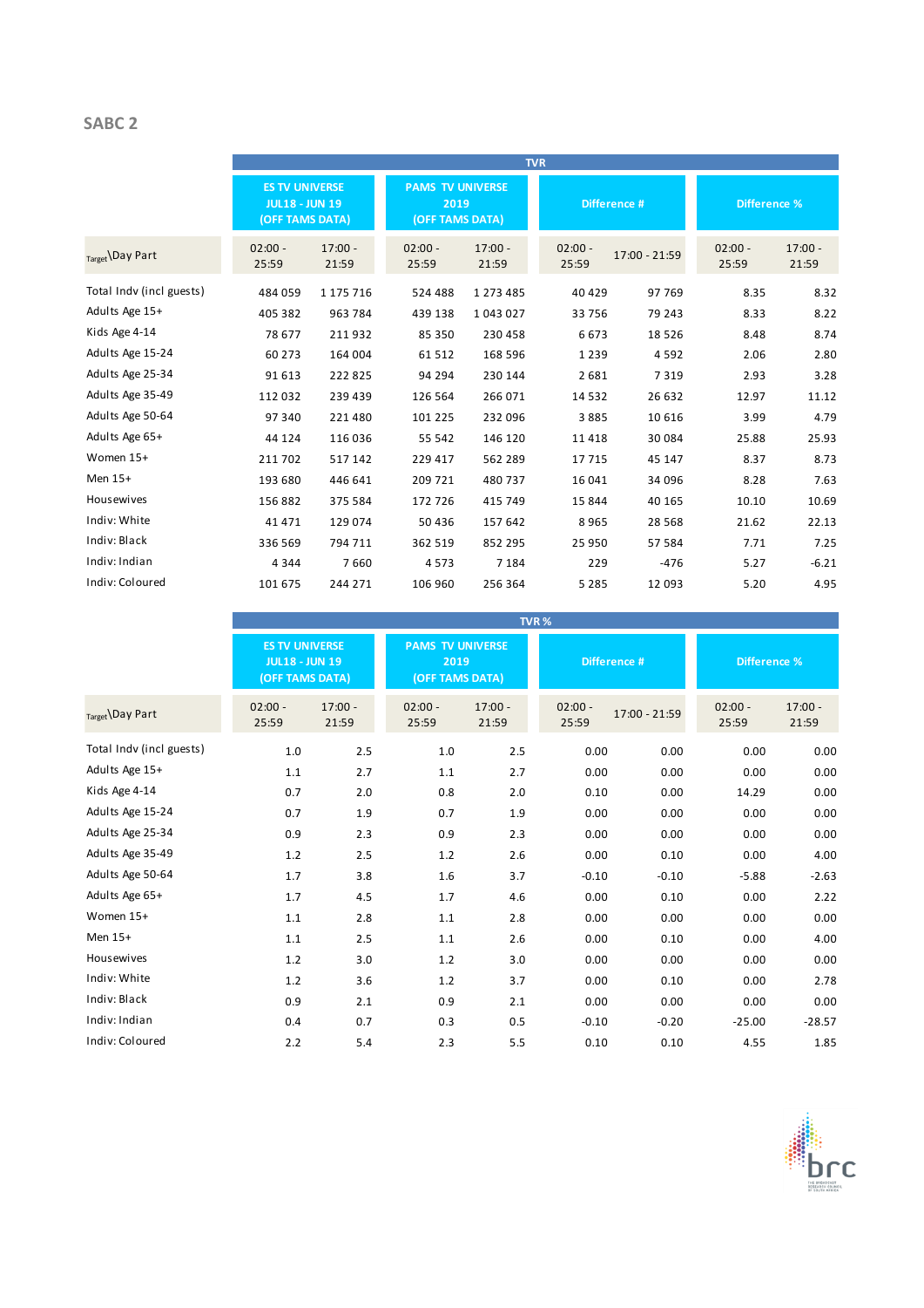## SABC 2

| | TVR | | | | | | | |
|---|---|---|---|---|---|---|---|---|
| | ES TV UNIVERSE JUL18 - JUN 19 (OFF TAMS DATA) | | PAMS TV UNIVERSE 2019 (OFF TAMS DATA) | | Difference # | | Difference % | |
| Target\Day Part | 02:00 - 25:59 | 17:00 - 21:59 | 02:00 - 25:59 | 17:00 - 21:59 | 02:00 - 25:59 | 17:00 - 21:59 | 02:00 - 25:59 | 17:00 - 21:59 |
| Total Indv (incl guests) | 484 059 | 1 175 716 | 524 488 | 1 273 485 | 40 429 | 97 769 | 8.35 | 8.32 |
| Adults Age 15+ | 405 382 | 963 784 | 439 138 | 1 043 027 | 33 756 | 79 243 | 8.33 | 8.22 |
| Kids Age 4-14 | 78 677 | 211 932 | 85 350 | 230 458 | 6 673 | 18 526 | 8.48 | 8.74 |
| Adults Age 15-24 | 60 273 | 164 004 | 61 512 | 168 596 | 1 239 | 4 592 | 2.06 | 2.80 |
| Adults Age 25-34 | 91 613 | 222 825 | 94 294 | 230 144 | 2 681 | 7 319 | 2.93 | 3.28 |
| Adults Age 35-49 | 112 032 | 239 439 | 126 564 | 266 071 | 14 532 | 26 632 | 12.97 | 11.12 |
| Adults Age 50-64 | 97 340 | 221 480 | 101 225 | 232 096 | 3 885 | 10 616 | 3.99 | 4.79 |
| Adults Age 65+ | 44 124 | 116 036 | 55 542 | 146 120 | 11 418 | 30 084 | 25.88 | 25.93 |
| Women 15+ | 211 702 | 517 142 | 229 417 | 562 289 | 17 715 | 45 147 | 8.37 | 8.73 |
| Men 15+ | 193 680 | 446 641 | 209 721 | 480 737 | 16 041 | 34 096 | 8.28 | 7.63 |
| Housewives | 156 882 | 375 584 | 172 726 | 415 749 | 15 844 | 40 165 | 10.10 | 10.69 |
| Indiv: White | 41 471 | 129 074 | 50 436 | 157 642 | 8 965 | 28 568 | 21.62 | 22.13 |
| Indiv: Black | 336 569 | 794 711 | 362 519 | 852 295 | 25 950 | 57 584 | 7.71 | 7.25 |
| Indiv: Indian | 4 344 | 7 660 | 4 573 | 7 184 | 229 | -476 | 5.27 | -6.21 |
| Indiv: Coloured | 101 675 | 244 271 | 106 960 | 256 364 | 5 285 | 12 093 | 5.20 | 4.95 |

| | TVR % | | | | | | | |
|---|---|---|---|---|---|---|---|---|
| | ES TV UNIVERSE JUL18 - JUN 19 (OFF TAMS DATA) | | PAMS TV UNIVERSE 2019 (OFF TAMS DATA) | | Difference # | | Difference % | |
| Target\Day Part | 02:00 - 25:59 | 17:00 - 21:59 | 02:00 - 25:59 | 17:00 - 21:59 | 02:00 - 25:59 | 17:00 - 21:59 | 02:00 - 25:59 | 17:00 - 21:59 |
| Total Indv (incl guests) | 1.0 | 2.5 | 1.0 | 2.5 | 0.00 | 0.00 | 0.00 | 0.00 |
| Adults Age 15+ | 1.1 | 2.7 | 1.1 | 2.7 | 0.00 | 0.00 | 0.00 | 0.00 |
| Kids Age 4-14 | 0.7 | 2.0 | 0.8 | 2.0 | 0.10 | 0.00 | 14.29 | 0.00 |
| Adults Age 15-24 | 0.7 | 1.9 | 0.7 | 1.9 | 0.00 | 0.00 | 0.00 | 0.00 |
| Adults Age 25-34 | 0.9 | 2.3 | 0.9 | 2.3 | 0.00 | 0.00 | 0.00 | 0.00 |
| Adults Age 35-49 | 1.2 | 2.5 | 1.2 | 2.6 | 0.00 | 0.10 | 0.00 | 4.00 |
| Adults Age 50-64 | 1.7 | 3.8 | 1.6 | 3.7 | -0.10 | -0.10 | -5.88 | -2.63 |
| Adults Age 65+ | 1.7 | 4.5 | 1.7 | 4.6 | 0.00 | 0.10 | 0.00 | 2.22 |
| Women 15+ | 1.1 | 2.8 | 1.1 | 2.8 | 0.00 | 0.00 | 0.00 | 0.00 |
| Men 15+ | 1.1 | 2.5 | 1.1 | 2.6 | 0.00 | 0.10 | 0.00 | 4.00 |
| Housewives | 1.2 | 3.0 | 1.2 | 3.0 | 0.00 | 0.00 | 0.00 | 0.00 |
| Indiv: White | 1.2 | 3.6 | 1.2 | 3.7 | 0.00 | 0.10 | 0.00 | 2.78 |
| Indiv: Black | 0.9 | 2.1 | 0.9 | 2.1 | 0.00 | 0.00 | 0.00 | 0.00 |
| Indiv: Indian | 0.4 | 0.7 | 0.3 | 0.5 | -0.10 | -0.20 | -25.00 | -28.57 |
| Indiv: Coloured | 2.2 | 5.4 | 2.3 | 5.5 | 0.10 | 0.10 | 4.55 | 1.85 |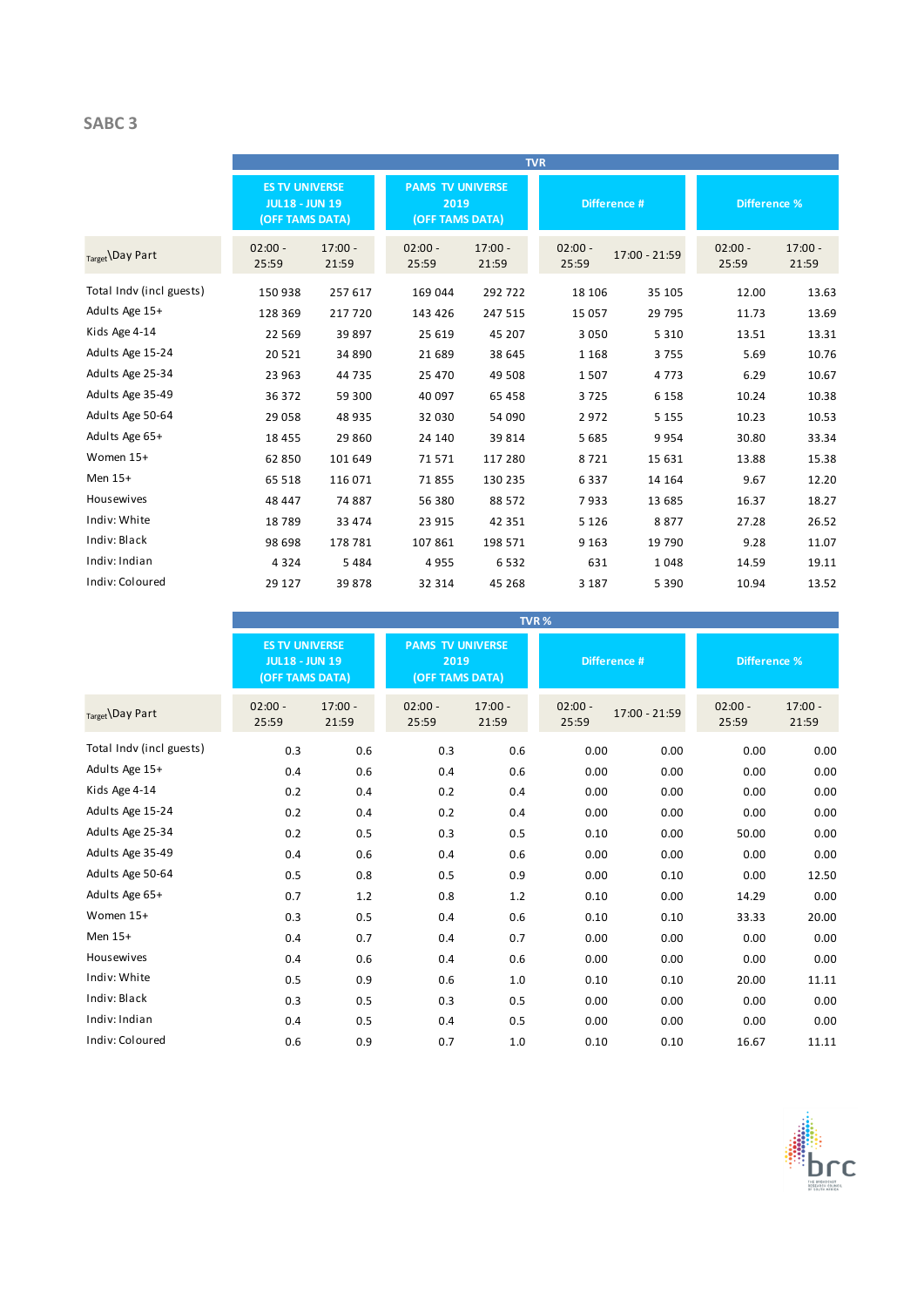## SABC 3

| Target\Day Part | TVR | | | | | | | |
|---|---|---|---|---|---|---|---|---|
| | ES TV UNIVERSE JUL18 - JUN 19 (OFF TAMS DATA) | | PAMS TV UNIVERSE 2019 (OFF TAMS DATA) | | Difference # | | Difference % | |
| | 02:00 - 25:59 | 17:00 - 21:59 | 02:00 - 25:59 | 17:00 - 21:59 | 02:00 - 25:59 | 17:00 - 21:59 | 02:00 - 25:59 | 17:00 - 21:59 |
| Total Indv (incl guests) | 150 938 | 257 617 | 169 044 | 292 722 | 18 106 | 35 105 | 12.00 | 13.63 |
| Adults Age 15+ | 128 369 | 217 720 | 143 426 | 247 515 | 15 057 | 29 795 | 11.73 | 13.69 |
| Kids Age 4-14 | 22 569 | 39 897 | 25 619 | 45 207 | 3 050 | 5 310 | 13.51 | 13.31 |
| Adults Age 15-24 | 20 521 | 34 890 | 21 689 | 38 645 | 1 168 | 3 755 | 5.69 | 10.76 |
| Adults Age 25-34 | 23 963 | 44 735 | 25 470 | 49 508 | 1 507 | 4 773 | 6.29 | 10.67 |
| Adults Age 35-49 | 36 372 | 59 300 | 40 097 | 65 458 | 3 725 | 6 158 | 10.24 | 10.38 |
| Adults Age 50-64 | 29 058 | 48 935 | 32 030 | 54 090 | 2 972 | 5 155 | 10.23 | 10.53 |
| Adults Age 65+ | 18 455 | 29 860 | 24 140 | 39 814 | 5 685 | 9 954 | 30.80 | 33.34 |
| Women 15+ | 62 850 | 101 649 | 71 571 | 117 280 | 8 721 | 15 631 | 13.88 | 15.38 |
| Men 15+ | 65 518 | 116 071 | 71 855 | 130 235 | 6 337 | 14 164 | 9.67 | 12.20 |
| Housewives | 48 447 | 74 887 | 56 380 | 88 572 | 7 933 | 13 685 | 16.37 | 18.27 |
| Indiv: White | 18 789 | 33 474 | 23 915 | 42 351 | 5 126 | 8 877 | 27.28 | 26.52 |
| Indiv: Black | 98 698 | 178 781 | 107 861 | 198 571 | 9 163 | 19 790 | 9.28 | 11.07 |
| Indiv: Indian | 4 324 | 5 484 | 4 955 | 6 532 | 631 | 1 048 | 14.59 | 19.11 |
| Indiv: Coloured | 29 127 | 39 878 | 32 314 | 45 268 | 3 187 | 5 390 | 10.94 | 13.52 |

| Target\Day Part | TVR % | | | | | | | |
|---|---|---|---|---|---|---|---|---|
| | ES TV UNIVERSE JUL18 - JUN 19 (OFF TAMS DATA) | | PAMS TV UNIVERSE 2019 (OFF TAMS DATA) | | Difference # | | Difference % | |
| | 02:00 - 25:59 | 17:00 - 21:59 | 02:00 - 25:59 | 17:00 - 21:59 | 02:00 - 25:59 | 17:00 - 21:59 | 02:00 - 25:59 | 17:00 - 21:59 |
| Total Indv (incl guests) | 0.3 | 0.6 | 0.3 | 0.6 | 0.00 | 0.00 | 0.00 | 0.00 |
| Adults Age 15+ | 0.4 | 0.6 | 0.4 | 0.6 | 0.00 | 0.00 | 0.00 | 0.00 |
| Kids Age 4-14 | 0.2 | 0.4 | 0.2 | 0.4 | 0.00 | 0.00 | 0.00 | 0.00 |
| Adults Age 15-24 | 0.2 | 0.4 | 0.2 | 0.4 | 0.00 | 0.00 | 0.00 | 0.00 |
| Adults Age 25-34 | 0.2 | 0.5 | 0.3 | 0.5 | 0.10 | 0.00 | 50.00 | 0.00 |
| Adults Age 35-49 | 0.4 | 0.6 | 0.4 | 0.6 | 0.00 | 0.00 | 0.00 | 0.00 |
| Adults Age 50-64 | 0.5 | 0.8 | 0.5 | 0.9 | 0.00 | 0.10 | 0.00 | 12.50 |
| Adults Age 65+ | 0.7 | 1.2 | 0.8 | 1.2 | 0.10 | 0.00 | 14.29 | 0.00 |
| Women 15+ | 0.3 | 0.5 | 0.4 | 0.6 | 0.10 | 0.10 | 33.33 | 20.00 |
| Men 15+ | 0.4 | 0.7 | 0.4 | 0.7 | 0.00 | 0.00 | 0.00 | 0.00 |
| Housewives | 0.4 | 0.6 | 0.4 | 0.6 | 0.00 | 0.00 | 0.00 | 0.00 |
| Indiv: White | 0.5 | 0.9 | 0.6 | 1.0 | 0.10 | 0.10 | 20.00 | 11.11 |
| Indiv: Black | 0.3 | 0.5 | 0.3 | 0.5 | 0.00 | 0.00 | 0.00 | 0.00 |
| Indiv: Indian | 0.4 | 0.5 | 0.4 | 0.5 | 0.00 | 0.00 | 0.00 | 0.00 |
| Indiv: Coloured | 0.6 | 0.9 | 0.7 | 1.0 | 0.10 | 0.10 | 16.67 | 11.11 |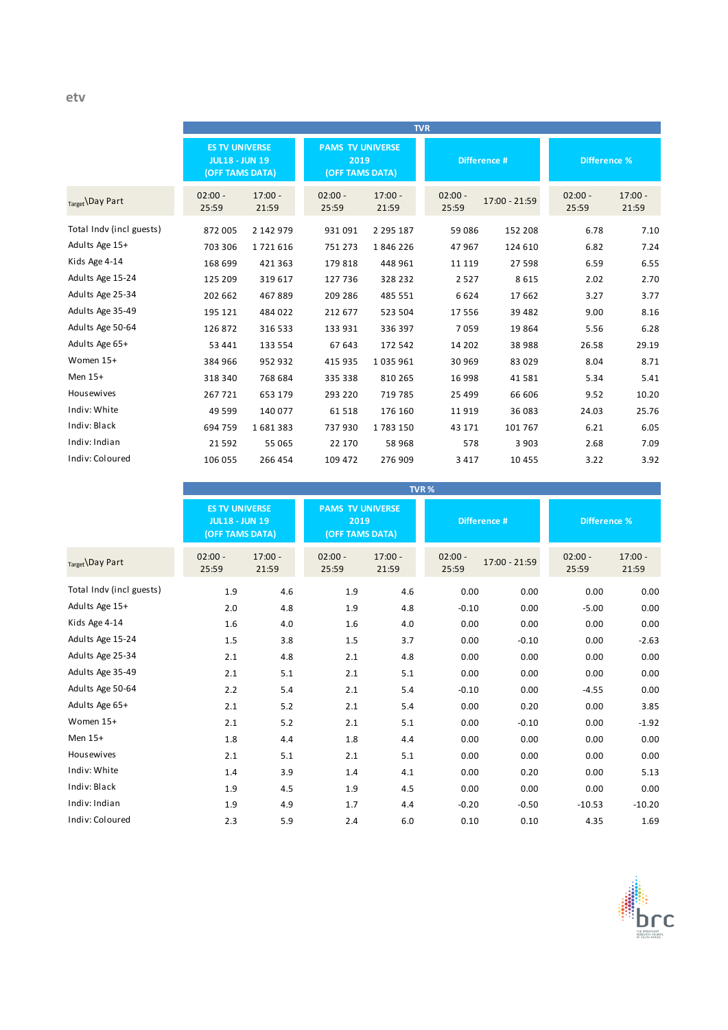etv

| Target\Day Part | TVR | | | | | | | |
|---|---|---|---|---|---|---|---|---|
| | ES TV UNIVERSE JUL18 - JUN 19 (OFF TAMS DATA) | | PAMS TV UNIVERSE 2019 (OFF TAMS DATA) | | Difference # | | Difference % | |
| | 02:00 - 25:59 | 17:00 - 21:59 | 02:00 - 25:59 | 17:00 - 21:59 | 02:00 - 25:59 | 17:00 - 21:59 | 02:00 - 25:59 | 17:00 - 21:59 |
| Total Indv (incl guests) | 872 005 | 2 142 979 | 931 091 | 2 295 187 | 59 086 | 152 208 | 6.78 | 7.10 |
| Adults Age 15+ | 703 306 | 1 721 616 | 751 273 | 1 846 226 | 47 967 | 124 610 | 6.82 | 7.24 |
| Kids Age 4-14 | 168 699 | 421 363 | 179 818 | 448 961 | 11 119 | 27 598 | 6.59 | 6.55 |
| Adults Age 15-24 | 125 209 | 319 617 | 127 736 | 328 232 | 2 527 | 8 615 | 2.02 | 2.70 |
| Adults Age 25-34 | 202 662 | 467 889 | 209 286 | 485 551 | 6 624 | 17 662 | 3.27 | 3.77 |
| Adults Age 35-49 | 195 121 | 484 022 | 212 677 | 523 504 | 17 556 | 39 482 | 9.00 | 8.16 |
| Adults Age 50-64 | 126 872 | 316 533 | 133 931 | 336 397 | 7 059 | 19 864 | 5.56 | 6.28 |
| Adults Age 65+ | 53 441 | 133 554 | 67 643 | 172 542 | 14 202 | 38 988 | 26.58 | 29.19 |
| Women 15+ | 384 966 | 952 932 | 415 935 | 1 035 961 | 30 969 | 83 029 | 8.04 | 8.71 |
| Men 15+ | 318 340 | 768 684 | 335 338 | 810 265 | 16 998 | 41 581 | 5.34 | 5.41 |
| Housewives | 267 721 | 653 179 | 293 220 | 719 785 | 25 499 | 66 606 | 9.52 | 10.20 |
| Indiv: White | 49 599 | 140 077 | 61 518 | 176 160 | 11 919 | 36 083 | 24.03 | 25.76 |
| Indiv: Black | 694 759 | 1 681 383 | 737 930 | 1 783 150 | 43 171 | 101 767 | 6.21 | 6.05 |
| Indiv: Indian | 21 592 | 55 065 | 22 170 | 58 968 | 578 | 3 903 | 2.68 | 7.09 |
| Indiv: Coloured | 106 055 | 266 454 | 109 472 | 276 909 | 3 417 | 10 455 | 3.22 | 3.92 |

| Target\Day Part | TVR % | | | | | | | |
|---|---|---|---|---|---|---|---|---|
| | ES TV UNIVERSE JUL18 - JUN 19 (OFF TAMS DATA) | | PAMS TV UNIVERSE 2019 (OFF TAMS DATA) | | Difference # | | Difference % | |
| | 02:00 - 25:59 | 17:00 - 21:59 | 02:00 - 25:59 | 17:00 - 21:59 | 02:00 - 25:59 | 17:00 - 21:59 | 02:00 - 25:59 | 17:00 - 21:59 |
| Total Indv (incl guests) | 1.9 | 4.6 | 1.9 | 4.6 | 0.00 | 0.00 | 0.00 | 0.00 |
| Adults Age 15+ | 2.0 | 4.8 | 1.9 | 4.8 | -0.10 | 0.00 | -5.00 | 0.00 |
| Kids Age 4-14 | 1.6 | 4.0 | 1.6 | 4.0 | 0.00 | 0.00 | 0.00 | 0.00 |
| Adults Age 15-24 | 1.5 | 3.8 | 1.5 | 3.7 | 0.00 | -0.10 | 0.00 | -2.63 |
| Adults Age 25-34 | 2.1 | 4.8 | 2.1 | 4.8 | 0.00 | 0.00 | 0.00 | 0.00 |
| Adults Age 35-49 | 2.1 | 5.1 | 2.1 | 5.1 | 0.00 | 0.00 | 0.00 | 0.00 |
| Adults Age 50-64 | 2.2 | 5.4 | 2.1 | 5.4 | -0.10 | 0.00 | -4.55 | 0.00 |
| Adults Age 65+ | 2.1 | 5.2 | 2.1 | 5.4 | 0.00 | 0.20 | 0.00 | 3.85 |
| Women 15+ | 2.1 | 5.2 | 2.1 | 5.1 | 0.00 | -0.10 | 0.00 | -1.92 |
| Men 15+ | 1.8 | 4.4 | 1.8 | 4.4 | 0.00 | 0.00 | 0.00 | 0.00 |
| Housewives | 2.1 | 5.1 | 2.1 | 5.1 | 0.00 | 0.00 | 0.00 | 0.00 |
| Indiv: White | 1.4 | 3.9 | 1.4 | 4.1 | 0.00 | 0.20 | 0.00 | 5.13 |
| Indiv: Black | 1.9 | 4.5 | 1.9 | 4.5 | 0.00 | 0.00 | 0.00 | 0.00 |
| Indiv: Indian | 1.9 | 4.9 | 1.7 | 4.4 | -0.20 | -0.50 | -10.53 | -10.20 |
| Indiv: Coloured | 2.3 | 5.9 | 2.4 | 6.0 | 0.10 | 0.10 | 4.35 | 1.69 |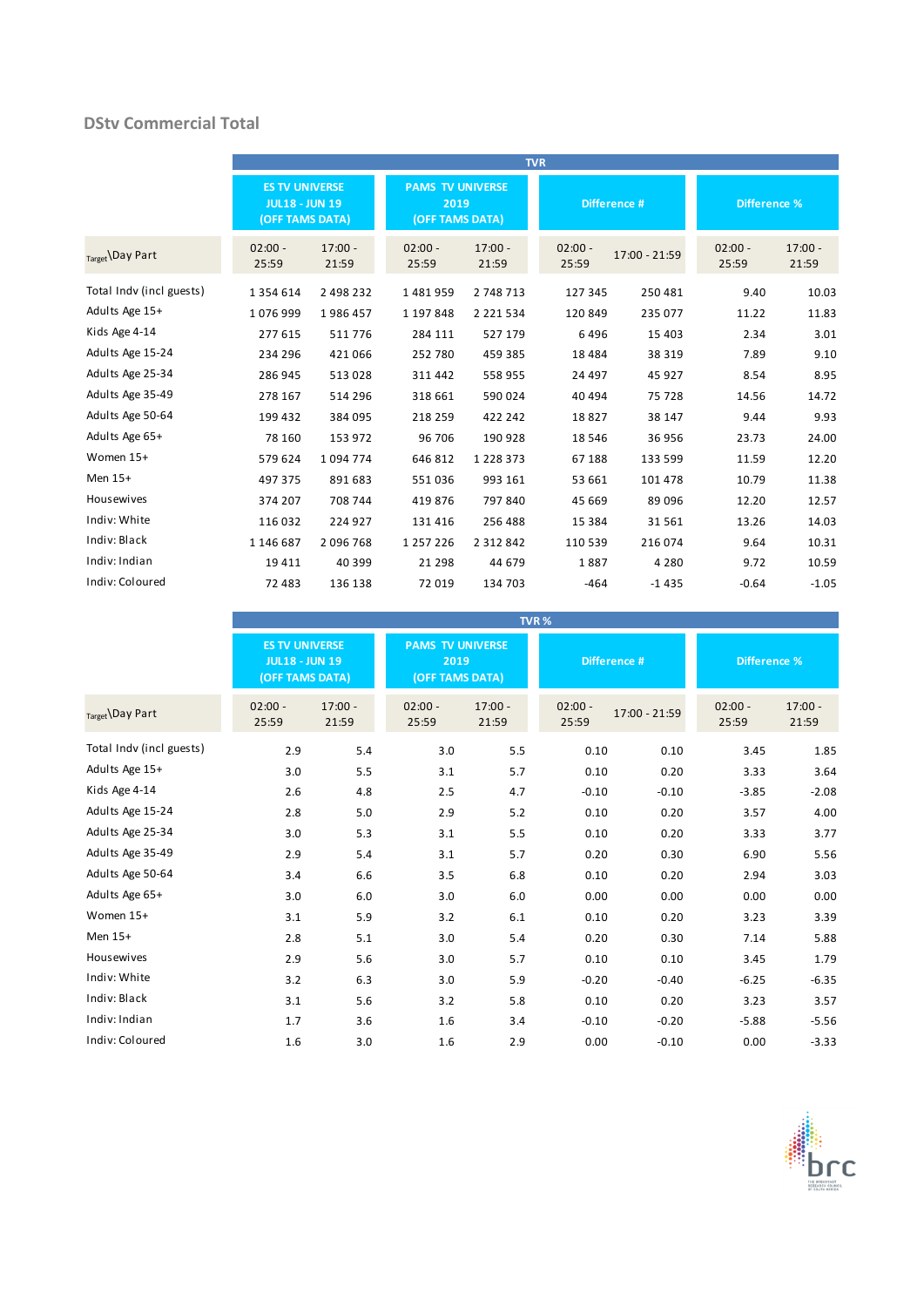## DStv Commercial Total

| Target\Day Part | TVR | | | | | | | |
|---|---|---|---|---|---|---|---|---|
| | ES TV UNIVERSE JUL18 - JUN 19 (OFF TAMS DATA) | | PAMS TV UNIVERSE 2019 (OFF TAMS DATA) | | Difference # | | Difference % | |
| | 02:00 - 25:59 | 17:00 - 21:59 | 02:00 - 25:59 | 17:00 - 21:59 | 02:00 - 25:59 | 17:00 - 21:59 | 02:00 - 25:59 | 17:00 - 21:59 |
| Total Indv (incl guests) | 1 354 614 | 2 498 232 | 1 481 959 | 2 748 713 | 127 345 | 250 481 | 9.40 | 10.03 |
| Adults Age 15+ | 1 076 999 | 1 986 457 | 1 197 848 | 2 221 534 | 120 849 | 235 077 | 11.22 | 11.83 |
| Kids Age 4-14 | 277 615 | 511 776 | 284 111 | 527 179 | 6 496 | 15 403 | 2.34 | 3.01 |
| Adults Age 15-24 | 234 296 | 421 066 | 252 780 | 459 385 | 18 484 | 38 319 | 7.89 | 9.10 |
| Adults Age 25-34 | 286 945 | 513 028 | 311 442 | 558 955 | 24 497 | 45 927 | 8.54 | 8.95 |
| Adults Age 35-49 | 278 167 | 514 296 | 318 661 | 590 024 | 40 494 | 75 728 | 14.56 | 14.72 |
| Adults Age 50-64 | 199 432 | 384 095 | 218 259 | 422 242 | 18 827 | 38 147 | 9.44 | 9.93 |
| Adults Age 65+ | 78 160 | 153 972 | 96 706 | 190 928 | 18 546 | 36 956 | 23.73 | 24.00 |
| Women 15+ | 579 624 | 1 094 774 | 646 812 | 1 228 373 | 67 188 | 133 599 | 11.59 | 12.20 |
| Men 15+ | 497 375 | 891 683 | 551 036 | 993 161 | 53 661 | 101 478 | 10.79 | 11.38 |
| Housewives | 374 207 | 708 744 | 419 876 | 797 840 | 45 669 | 89 096 | 12.20 | 12.57 |
| Indiv: White | 116 032 | 224 927 | 131 416 | 256 488 | 15 384 | 31 561 | 13.26 | 14.03 |
| Indiv: Black | 1 146 687 | 2 096 768 | 1 257 226 | 2 312 842 | 110 539 | 216 074 | 9.64 | 10.31 |
| Indiv: Indian | 19 411 | 40 399 | 21 298 | 44 679 | 1 887 | 4 280 | 9.72 | 10.59 |
| Indiv: Coloured | 72 483 | 136 138 | 72 019 | 134 703 | -464 | -1 435 | -0.64 | -1.05 |

| Target\Day Part | TVR % | | | | | | | |
|---|---|---|---|---|---|---|---|---|
| | ES TV UNIVERSE JUL18 - JUN 19 (OFF TAMS DATA) | | PAMS TV UNIVERSE 2019 (OFF TAMS DATA) | | Difference # | | Difference % | |
| | 02:00 - 25:59 | 17:00 - 21:59 | 02:00 - 25:59 | 17:00 - 21:59 | 02:00 - 25:59 | 17:00 - 21:59 | 02:00 - 25:59 | 17:00 - 21:59 |
| Total Indv (incl guests) | 2.9 | 5.4 | 3.0 | 5.5 | 0.10 | 0.10 | 3.45 | 1.85 |
| Adults Age 15+ | 3.0 | 5.5 | 3.1 | 5.7 | 0.10 | 0.20 | 3.33 | 3.64 |
| Kids Age 4-14 | 2.6 | 4.8 | 2.5 | 4.7 | -0.10 | -0.10 | -3.85 | -2.08 |
| Adults Age 15-24 | 2.8 | 5.0 | 2.9 | 5.2 | 0.10 | 0.20 | 3.57 | 4.00 |
| Adults Age 25-34 | 3.0 | 5.3 | 3.1 | 5.5 | 0.10 | 0.20 | 3.33 | 3.77 |
| Adults Age 35-49 | 2.9 | 5.4 | 3.1 | 5.7 | 0.20 | 0.30 | 6.90 | 5.56 |
| Adults Age 50-64 | 3.4 | 6.6 | 3.5 | 6.8 | 0.10 | 0.20 | 2.94 | 3.03 |
| Adults Age 65+ | 3.0 | 6.0 | 3.0 | 6.0 | 0.00 | 0.00 | 0.00 | 0.00 |
| Women 15+ | 3.1 | 5.9 | 3.2 | 6.1 | 0.10 | 0.20 | 3.23 | 3.39 |
| Men 15+ | 2.8 | 5.1 | 3.0 | 5.4 | 0.20 | 0.30 | 7.14 | 5.88 |
| Housewives | 2.9 | 5.6 | 3.0 | 5.7 | 0.10 | 0.10 | 3.45 | 1.79 |
| Indiv: White | 3.2 | 6.3 | 3.0 | 5.9 | -0.20 | -0.40 | -6.25 | -6.35 |
| Indiv: Black | 3.1 | 5.6 | 3.2 | 5.8 | 0.10 | 0.20 | 3.23 | 3.57 |
| Indiv: Indian | 1.7 | 3.6 | 1.6 | 3.4 | -0.10 | -0.20 | -5.88 | -5.56 |
| Indiv: Coloured | 1.6 | 3.0 | 1.6 | 2.9 | 0.00 | -0.10 | 0.00 | -3.33 |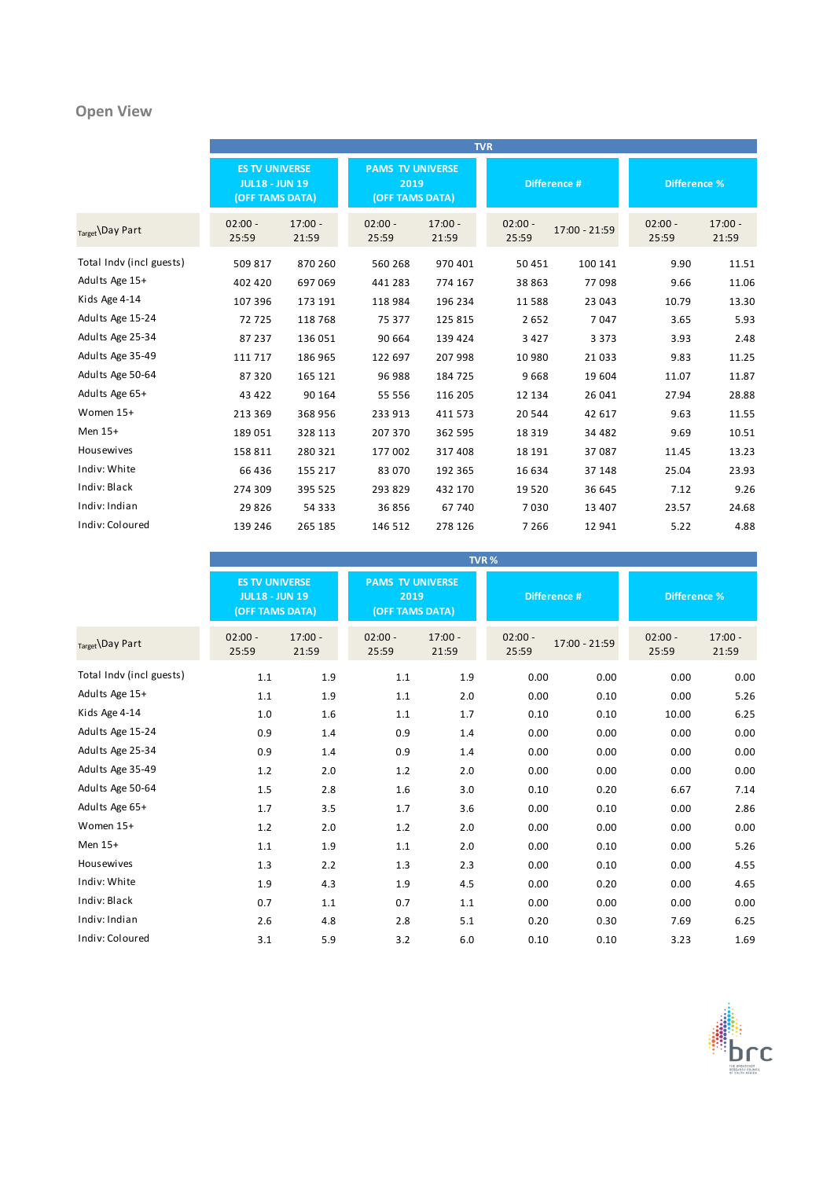## Open View

| Target\Day Part | ES TV UNIVERSE JUL18 - JUN 19 (OFF TAMS DATA) | | PAMS TV UNIVERSE 2019 (OFF TAMS DATA) | | Difference # | | Difference % | |
|---|---|---|---|---|---|---|---|---|
| **TVR** | | | | | | | | |
| | 02:00 - 25:59 | 17:00 - 21:59 | 02:00 - 25:59 | 17:00 - 21:59 | 02:00 - 25:59 | 17:00 - 21:59 | 02:00 - 25:59 | 17:00 - 21:59 |
| Total Indv (incl guests) | 509 817 | 870 260 | 560 268 | 970 401 | 50 451 | 100 141 | 9.90 | 11.51 |
| Adults Age 15+ | 402 420 | 697 069 | 441 283 | 774 167 | 38 863 | 77 098 | 9.66 | 11.06 |
| Kids Age 4-14 | 107 396 | 173 191 | 118 984 | 196 234 | 11 588 | 23 043 | 10.79 | 13.30 |
| Adults Age 15-24 | 72 725 | 118 768 | 75 377 | 125 815 | 2 652 | 7 047 | 3.65 | 5.93 |
| Adults Age 25-34 | 87 237 | 136 051 | 90 664 | 139 424 | 3 427 | 3 373 | 3.93 | 2.48 |
| Adults Age 35-49 | 111 717 | 186 965 | 122 697 | 207 998 | 10 980 | 21 033 | 9.83 | 11.25 |
| Adults Age 50-64 | 87 320 | 165 121 | 96 988 | 184 725 | 9 668 | 19 604 | 11.07 | 11.87 |
| Adults Age 65+ | 43 422 | 90 164 | 55 556 | 116 205 | 12 134 | 26 041 | 27.94 | 28.88 |
| Women 15+ | 213 369 | 368 956 | 233 913 | 411 573 | 20 544 | 42 617 | 9.63 | 11.55 |
| Men 15+ | 189 051 | 328 113 | 207 370 | 362 595 | 18 319 | 34 482 | 9.69 | 10.51 |
| Housewives | 158 811 | 280 321 | 177 002 | 317 408 | 18 191 | 37 087 | 11.45 | 13.23 |
| Indiv: White | 66 436 | 155 217 | 83 070 | 192 365 | 16 634 | 37 148 | 25.04 | 23.93 |
| Indiv: Black | 274 309 | 395 525 | 293 829 | 432 170 | 19 520 | 36 645 | 7.12 | 9.26 |
| Indiv: Indian | 29 826 | 54 333 | 36 856 | 67 740 | 7 030 | 13 407 | 23.57 | 24.68 |
| Indiv: Coloured | 139 246 | 265 185 | 146 512 | 278 126 | 7 266 | 12 941 | 5.22 | 4.88 |

| Target\Day Part | ES TV UNIVERSE JUL18 - JUN 19 (OFF TAMS DATA) | | PAMS TV UNIVERSE 2019 (OFF TAMS DATA) | | Difference # | | Difference % | |
|---|---|---|---|---|---|---|---|---|
| **TVR %** | | | | | | | | |
| | 02:00 - 25:59 | 17:00 - 21:59 | 02:00 - 25:59 | 17:00 - 21:59 | 02:00 - 25:59 | 17:00 - 21:59 | 02:00 - 25:59 | 17:00 - 21:59 |
| Total Indv (incl guests) | 1.1 | 1.9 | 1.1 | 1.9 | 0.00 | 0.00 | 0.00 | 0.00 |
| Adults Age 15+ | 1.1 | 1.9 | 1.1 | 2.0 | 0.00 | 0.10 | 0.00 | 5.26 |
| Kids Age 4-14 | 1.0 | 1.6 | 1.1 | 1.7 | 0.10 | 0.10 | 10.00 | 6.25 |
| Adults Age 15-24 | 0.9 | 1.4 | 0.9 | 1.4 | 0.00 | 0.00 | 0.00 | 0.00 |
| Adults Age 25-34 | 0.9 | 1.4 | 0.9 | 1.4 | 0.00 | 0.00 | 0.00 | 0.00 |
| Adults Age 35-49 | 1.2 | 2.0 | 1.2 | 2.0 | 0.00 | 0.00 | 0.00 | 0.00 |
| Adults Age 50-64 | 1.5 | 2.8 | 1.6 | 3.0 | 0.10 | 0.20 | 6.67 | 7.14 |
| Adults Age 65+ | 1.7 | 3.5 | 1.7 | 3.6 | 0.00 | 0.10 | 0.00 | 2.86 |
| Women 15+ | 1.2 | 2.0 | 1.2 | 2.0 | 0.00 | 0.00 | 0.00 | 0.00 |
| Men 15+ | 1.1 | 1.9 | 1.1 | 2.0 | 0.00 | 0.10 | 0.00 | 5.26 |
| Housewives | 1.3 | 2.2 | 1.3 | 2.3 | 0.00 | 0.10 | 0.00 | 4.55 |
| Indiv: White | 1.9 | 4.3 | 1.9 | 4.5 | 0.00 | 0.20 | 0.00 | 4.65 |
| Indiv: Black | 0.7 | 1.1 | 0.7 | 1.1 | 0.00 | 0.00 | 0.00 | 0.00 |
| Indiv: Indian | 2.6 | 4.8 | 2.8 | 5.1 | 0.20 | 0.30 | 7.69 | 6.25 |
| Indiv: Coloured | 3.1 | 5.9 | 3.2 | 6.0 | 0.10 | 0.10 | 3.23 | 1.69 |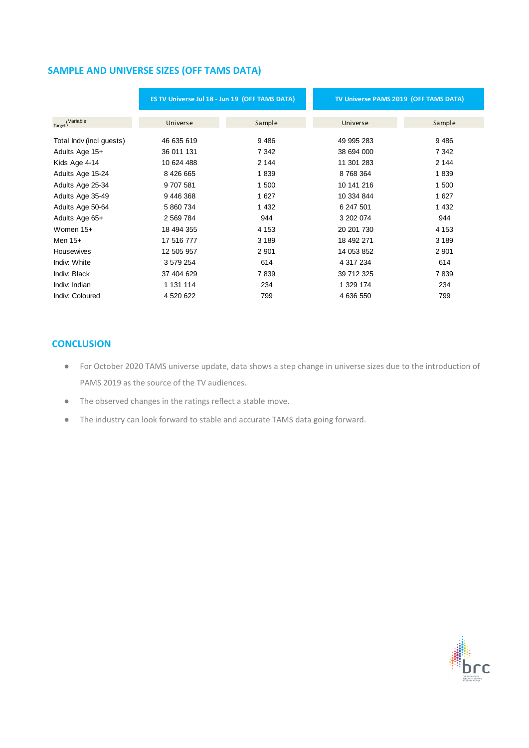## SAMPLE AND UNIVERSE SIZES (OFF TAMS DATA)

| | ES TV Universe Jul 18 - Jun 19 (OFF TAMS DATA) | | TV Universe PAMS 2019 (OFF TAMS DATA) | |
|---|---|---|---|---|
| Target\Variable | Universe | Sample | Universe | Sample |
| Total Indv (incl guests) | 46 635 619 | 9 486 | 49 995 283 | 9 486 |
| Adults Age 15+ | 36 011 131 | 7 342 | 38 694 000 | 7 342 |
| Kids Age 4-14 | 10 624 488 | 2 144 | 11 301 283 | 2 144 |
| Adults Age 15-24 | 8 426 665 | 1 839 | 8 768 364 | 1 839 |
| Adults Age 25-34 | 9 707 581 | 1 500 | 10 141 216 | 1 500 |
| Adults Age 35-49 | 9 446 368 | 1 627 | 10 334 844 | 1 627 |
| Adults Age 50-64 | 5 860 734 | 1 432 | 6 247 501 | 1 432 |
| Adults Age 65+ | 2 569 784 | 944 | 3 202 074 | 944 |
| Women 15+ | 18 494 355 | 4 153 | 20 201 730 | 4 153 |
| Men 15+ | 17 516 777 | 3 189 | 18 492 271 | 3 189 |
| Housewives | 12 505 957 | 2 901 | 14 053 852 | 2 901 |
| Indiv: White | 3 579 254 | 614 | 4 317 234 | 614 |
| Indiv: Black | 37 404 629 | 7 839 | 39 712 325 | 7 839 |
| Indiv: Indian | 1 131 114 | 234 | 1 329 174 | 234 |
| Indiv: Coloured | 4 520 622 | 799 | 4 636 550 | 799 |

## CONCLUSION

- For October 2020 TAMS universe update, data shows a step change in universe sizes due to the introduction of PAMS 2019 as the source of the TV audiences.
- The observed changes in the ratings reflect a stable move.
- The industry can look forward to stable and accurate TAMS data going forward.